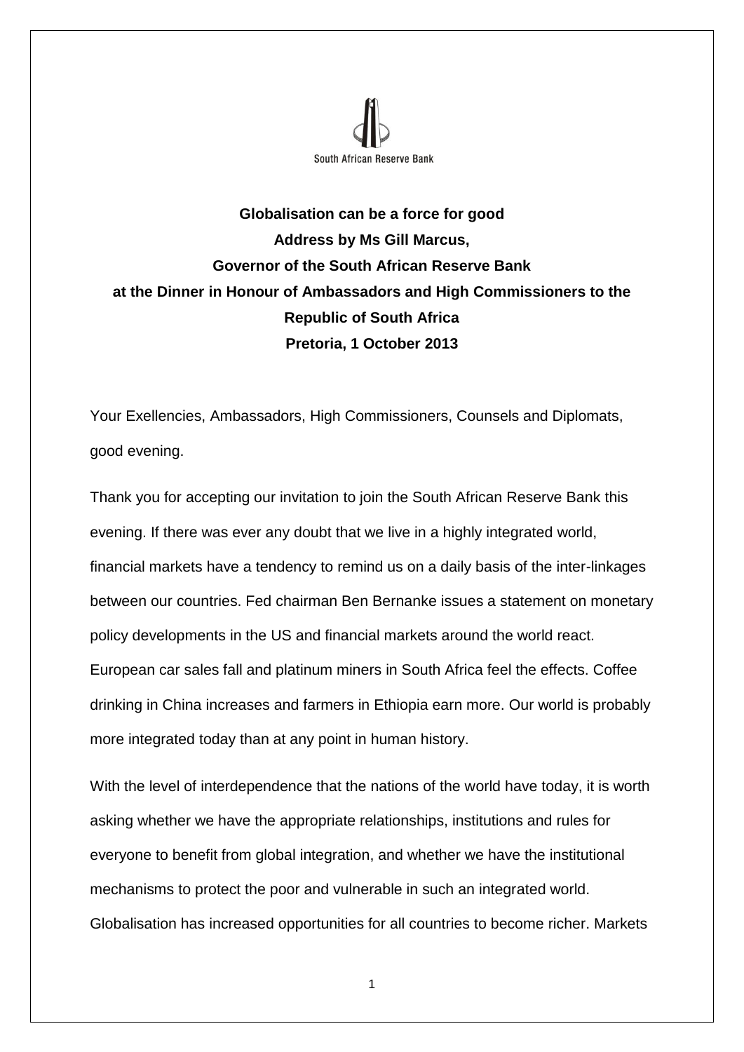South African Reserve Bank

**Globalisation can be a force for good**
**Address by Ms Gill Marcus,**
**Governor of the South African Reserve Bank**
**at the Dinner in Honour of Ambassadors and High Commissioners to the Republic of South Africa**
**Pretoria, 1 October 2013**

Your Exellencies, Ambassadors, High Commissioners, Counsels and Diplomats, good evening.

Thank you for accepting our invitation to join the South African Reserve Bank this evening. If there was ever any doubt that we live in a highly integrated world, financial markets have a tendency to remind us on a daily basis of the inter-linkages between our countries. Fed chairman Ben Bernanke issues a statement on monetary policy developments in the US and financial markets around the world react. European car sales fall and platinum miners in South Africa feel the effects. Coffee drinking in China increases and farmers in Ethiopia earn more. Our world is probably more integrated today than at any point in human history.

With the level of interdependence that the nations of the world have today, it is worth asking whether we have the appropriate relationships, institutions and rules for everyone to benefit from global integration, and whether we have the institutional mechanisms to protect the poor and vulnerable in such an integrated world. Globalisation has increased opportunities for all countries to become richer. Markets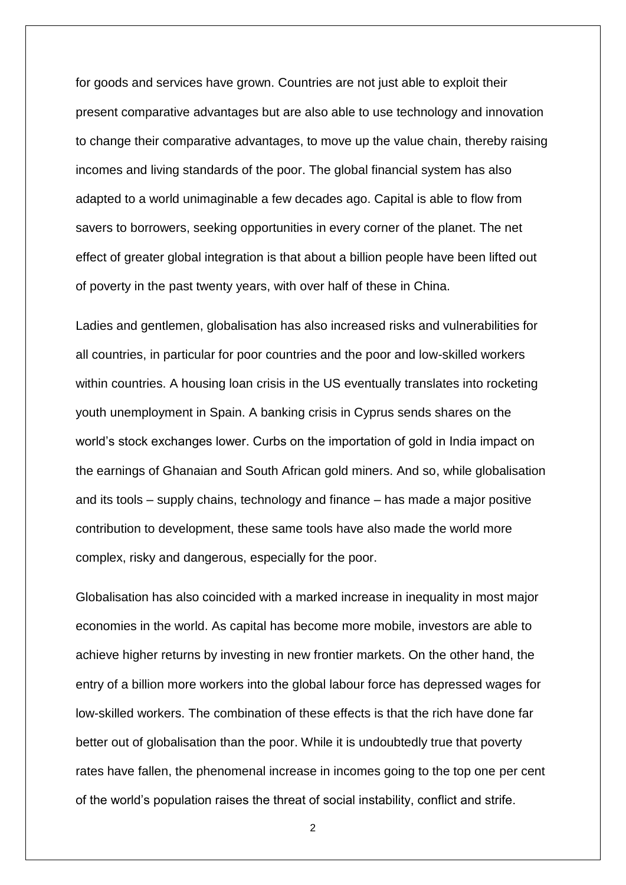for goods and services have grown. Countries are not just able to exploit their present comparative advantages but are also able to use technology and innovation to change their comparative advantages, to move up the value chain, thereby raising incomes and living standards of the poor. The global financial system has also adapted to a world unimaginable a few decades ago. Capital is able to flow from savers to borrowers, seeking opportunities in every corner of the planet. The net effect of greater global integration is that about a billion people have been lifted out of poverty in the past twenty years, with over half of these in China.

Ladies and gentlemen, globalisation has also increased risks and vulnerabilities for all countries, in particular for poor countries and the poor and low-skilled workers within countries. A housing loan crisis in the US eventually translates into rocketing youth unemployment in Spain. A banking crisis in Cyprus sends shares on the world's stock exchanges lower. Curbs on the importation of gold in India impact on the earnings of Ghanaian and South African gold miners. And so, while globalisation and its tools – supply chains, technology and finance – has made a major positive contribution to development, these same tools have also made the world more complex, risky and dangerous, especially for the poor.

Globalisation has also coincided with a marked increase in inequality in most major economies in the world. As capital has become more mobile, investors are able to achieve higher returns by investing in new frontier markets. On the other hand, the entry of a billion more workers into the global labour force has depressed wages for low-skilled workers. The combination of these effects is that the rich have done far better out of globalisation than the poor. While it is undoubtedly true that poverty rates have fallen, the phenomenal increase in incomes going to the top one per cent of the world's population raises the threat of social instability, conflict and strife.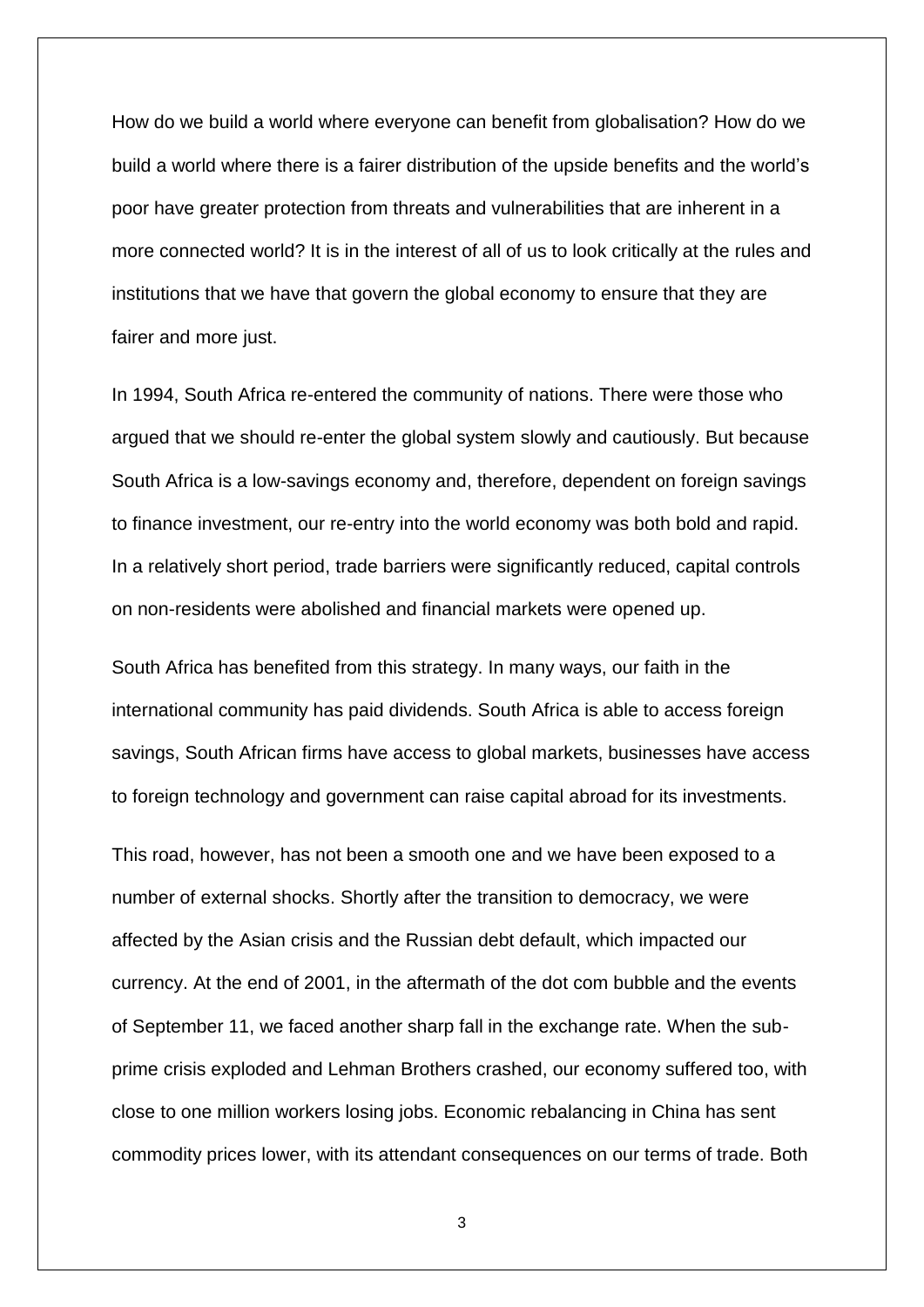How do we build a world where everyone can benefit from globalisation? How do we build a world where there is a fairer distribution of the upside benefits and the world's poor have greater protection from threats and vulnerabilities that are inherent in a more connected world? It is in the interest of all of us to look critically at the rules and institutions that we have that govern the global economy to ensure that they are fairer and more just.

In 1994, South Africa re-entered the community of nations. There were those who argued that we should re-enter the global system slowly and cautiously. But because South Africa is a low-savings economy and, therefore, dependent on foreign savings to finance investment, our re-entry into the world economy was both bold and rapid. In a relatively short period, trade barriers were significantly reduced, capital controls on non-residents were abolished and financial markets were opened up.

South Africa has benefited from this strategy. In many ways, our faith in the international community has paid dividends. South Africa is able to access foreign savings, South African firms have access to global markets, businesses have access to foreign technology and government can raise capital abroad for its investments.

This road, however, has not been a smooth one and we have been exposed to a number of external shocks. Shortly after the transition to democracy, we were affected by the Asian crisis and the Russian debt default, which impacted our currency. At the end of 2001, in the aftermath of the dot com bubble and the events of September 11, we faced another sharp fall in the exchange rate. When the sub-prime crisis exploded and Lehman Brothers crashed, our economy suffered too, with close to one million workers losing jobs. Economic rebalancing in China has sent commodity prices lower, with its attendant consequences on our terms of trade. Both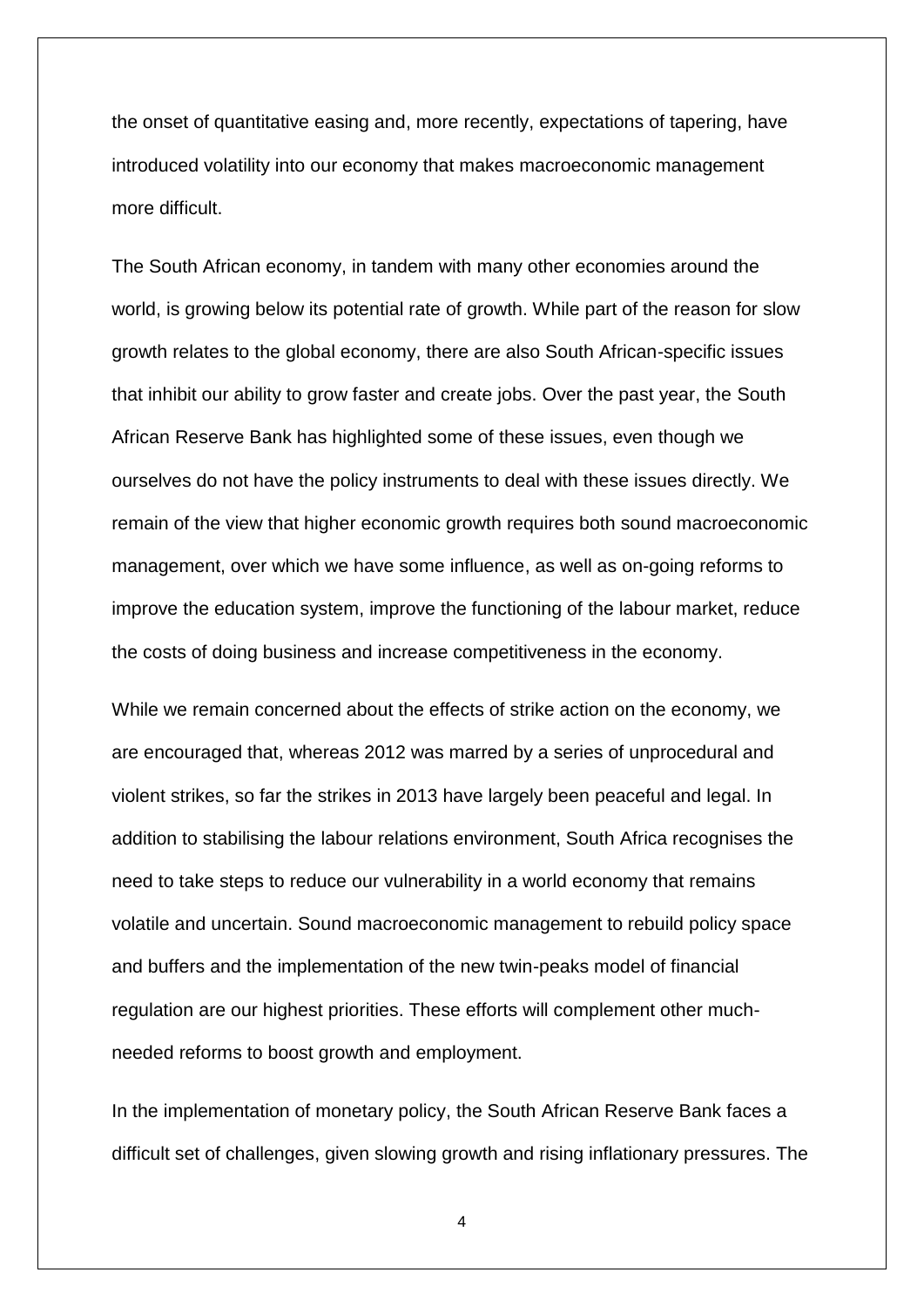the onset of quantitative easing and, more recently, expectations of tapering, have introduced volatility into our economy that makes macroeconomic management more difficult.

The South African economy, in tandem with many other economies around the world, is growing below its potential rate of growth. While part of the reason for slow growth relates to the global economy, there are also South African-specific issues that inhibit our ability to grow faster and create jobs. Over the past year, the South African Reserve Bank has highlighted some of these issues, even though we ourselves do not have the policy instruments to deal with these issues directly. We remain of the view that higher economic growth requires both sound macroeconomic management, over which we have some influence, as well as on-going reforms to improve the education system, improve the functioning of the labour market, reduce the costs of doing business and increase competitiveness in the economy.

While we remain concerned about the effects of strike action on the economy, we are encouraged that, whereas 2012 was marred by a series of unprocedural and violent strikes, so far the strikes in 2013 have largely been peaceful and legal. In addition to stabilising the labour relations environment, South Africa recognises the need to take steps to reduce our vulnerability in a world economy that remains volatile and uncertain. Sound macroeconomic management to rebuild policy space and buffers and the implementation of the new twin-peaks model of financial regulation are our highest priorities. These efforts will complement other much-needed reforms to boost growth and employment.

In the implementation of monetary policy, the South African Reserve Bank faces a difficult set of challenges, given slowing growth and rising inflationary pressures. The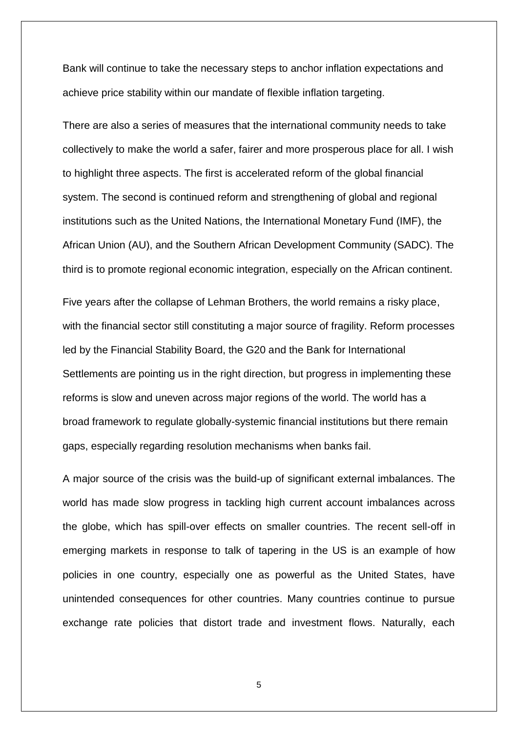Bank will continue to take the necessary steps to anchor inflation expectations and achieve price stability within our mandate of flexible inflation targeting.

There are also a series of measures that the international community needs to take collectively to make the world a safer, fairer and more prosperous place for all. I wish to highlight three aspects. The first is accelerated reform of the global financial system. The second is continued reform and strengthening of global and regional institutions such as the United Nations, the International Monetary Fund (IMF), the African Union (AU), and the Southern African Development Community (SADC). The third is to promote regional economic integration, especially on the African continent.

Five years after the collapse of Lehman Brothers, the world remains a risky place, with the financial sector still constituting a major source of fragility. Reform processes led by the Financial Stability Board, the G20 and the Bank for International Settlements are pointing us in the right direction, but progress in implementing these reforms is slow and uneven across major regions of the world. The world has a broad framework to regulate globally-systemic financial institutions but there remain gaps, especially regarding resolution mechanisms when banks fail.

A major source of the crisis was the build-up of significant external imbalances. The world has made slow progress in tackling high current account imbalances across the globe, which has spill-over effects on smaller countries. The recent sell-off in emerging markets in response to talk of tapering in the US is an example of how policies in one country, especially one as powerful as the United States, have unintended consequences for other countries. Many countries continue to pursue exchange rate policies that distort trade and investment flows. Naturally, each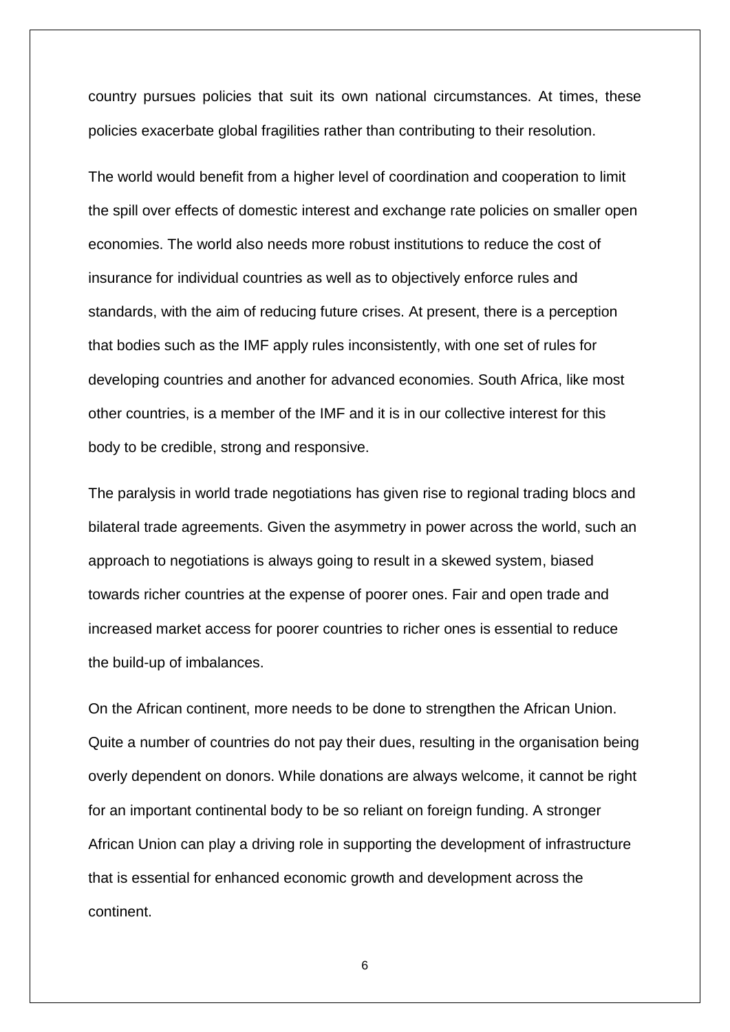country pursues policies that suit its own national circumstances. At times, these policies exacerbate global fragilities rather than contributing to their resolution.

The world would benefit from a higher level of coordination and cooperation to limit the spill over effects of domestic interest and exchange rate policies on smaller open economies. The world also needs more robust institutions to reduce the cost of insurance for individual countries as well as to objectively enforce rules and standards, with the aim of reducing future crises. At present, there is a perception that bodies such as the IMF apply rules inconsistently, with one set of rules for developing countries and another for advanced economies. South Africa, like most other countries, is a member of the IMF and it is in our collective interest for this body to be credible, strong and responsive.

The paralysis in world trade negotiations has given rise to regional trading blocs and bilateral trade agreements. Given the asymmetry in power across the world, such an approach to negotiations is always going to result in a skewed system, biased towards richer countries at the expense of poorer ones. Fair and open trade and increased market access for poorer countries to richer ones is essential to reduce the build-up of imbalances.

On the African continent, more needs to be done to strengthen the African Union. Quite a number of countries do not pay their dues, resulting in the organisation being overly dependent on donors. While donations are always welcome, it cannot be right for an important continental body to be so reliant on foreign funding. A stronger African Union can play a driving role in supporting the development of infrastructure that is essential for enhanced economic growth and development across the continent.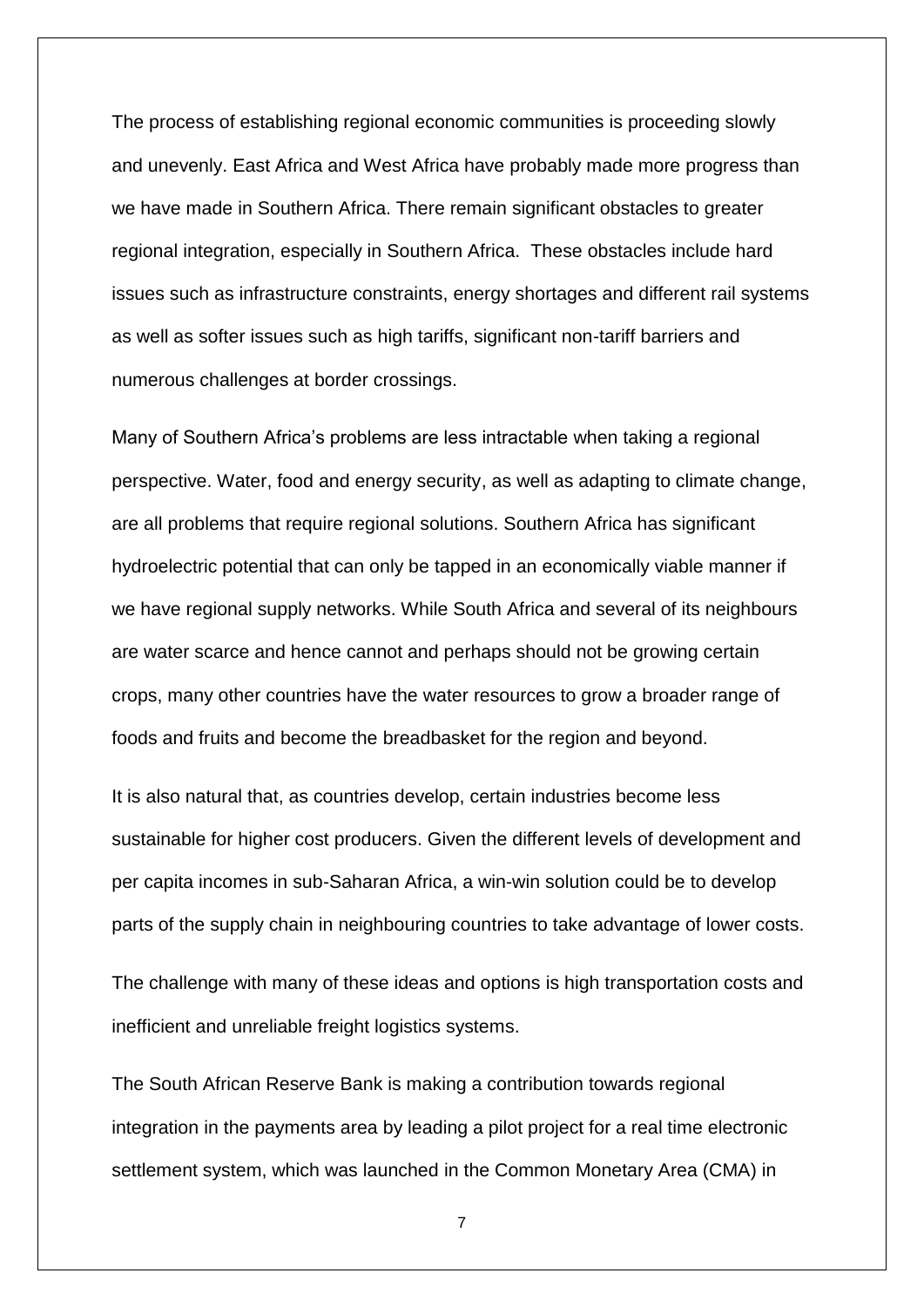The process of establishing regional economic communities is proceeding slowly and unevenly. East Africa and West Africa have probably made more progress than we have made in Southern Africa. There remain significant obstacles to greater regional integration, especially in Southern Africa. These obstacles include hard issues such as infrastructure constraints, energy shortages and different rail systems as well as softer issues such as high tariffs, significant non-tariff barriers and numerous challenges at border crossings.

Many of Southern Africa's problems are less intractable when taking a regional perspective. Water, food and energy security, as well as adapting to climate change, are all problems that require regional solutions. Southern Africa has significant hydroelectric potential that can only be tapped in an economically viable manner if we have regional supply networks. While South Africa and several of its neighbours are water scarce and hence cannot and perhaps should not be growing certain crops, many other countries have the water resources to grow a broader range of foods and fruits and become the breadbasket for the region and beyond.

It is also natural that, as countries develop, certain industries become less sustainable for higher cost producers. Given the different levels of development and per capita incomes in sub-Saharan Africa, a win-win solution could be to develop parts of the supply chain in neighbouring countries to take advantage of lower costs.

The challenge with many of these ideas and options is high transportation costs and inefficient and unreliable freight logistics systems.

The South African Reserve Bank is making a contribution towards regional integration in the payments area by leading a pilot project for a real time electronic settlement system, which was launched in the Common Monetary Area (CMA) in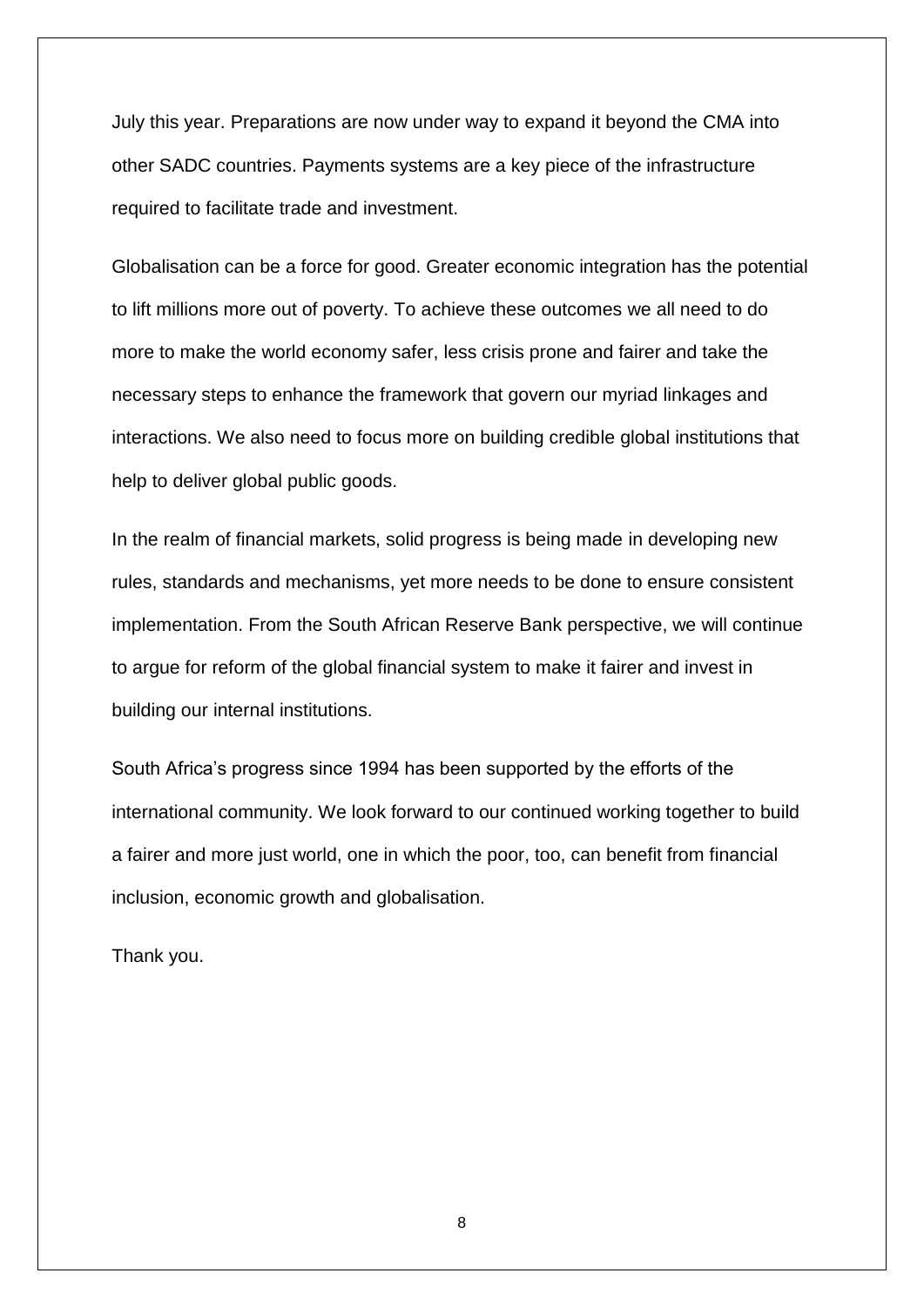July this year. Preparations are now under way to expand it beyond the CMA into other SADC countries. Payments systems are a key piece of the infrastructure required to facilitate trade and investment.

Globalisation can be a force for good. Greater economic integration has the potential to lift millions more out of poverty. To achieve these outcomes we all need to do more to make the world economy safer, less crisis prone and fairer and take the necessary steps to enhance the framework that govern our myriad linkages and interactions. We also need to focus more on building credible global institutions that help to deliver global public goods.

In the realm of financial markets, solid progress is being made in developing new rules, standards and mechanisms, yet more needs to be done to ensure consistent implementation. From the South African Reserve Bank perspective, we will continue to argue for reform of the global financial system to make it fairer and invest in building our internal institutions.

South Africa's progress since 1994 has been supported by the efforts of the international community. We look forward to our continued working together to build a fairer and more just world, one in which the poor, too, can benefit from financial inclusion, economic growth and globalisation.

Thank you.